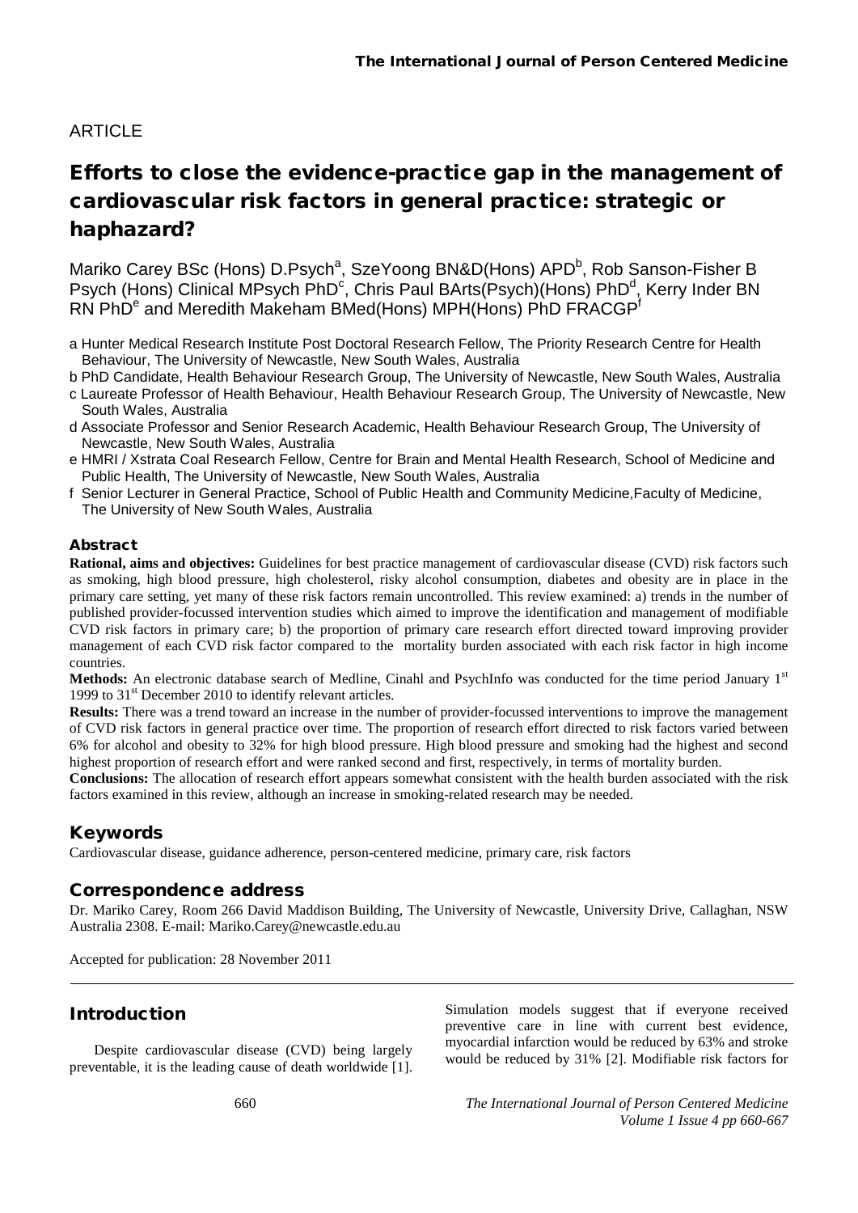ARTICLE

# Efforts to close the evidence-practice gap in the management of cardiovascular risk factors in general practice: strategic or haphazard?

Mariko Carey BSc (Hons) D.Psych[a], SzeYoong BN&D(Hons) APD[b], Rob Sanson-Fisher B Psych (Hons) Clinical MPsych PhD[c], Chris Paul BArts(Psych)(Hons) PhD[d], Kerry Inder BN RN PhD[e] and Meredith Makeham BMed(Hons) MPH(Hons) PhD FRACGP[f]

a Hunter Medical Research Institute Post Doctoral Research Fellow, The Priority Research Centre for Health Behaviour, The University of Newcastle, New South Wales, Australia

b PhD Candidate, Health Behaviour Research Group, The University of Newcastle, New South Wales, Australia

c Laureate Professor of Health Behaviour, Health Behaviour Research Group, The University of Newcastle, New South Wales, Australia

d Associate Professor and Senior Research Academic, Health Behaviour Research Group, The University of Newcastle, New South Wales, Australia

e HMRI / Xstrata Coal Research Fellow, Centre for Brain and Mental Health Research, School of Medicine and Public Health, The University of Newcastle, New South Wales, Australia

f Senior Lecturer in General Practice, School of Public Health and Community Medicine, Faculty of Medicine, The University of New South Wales, Australia

## Abstract

**Rational, aims and objectives:** Guidelines for best practice management of cardiovascular disease (CVD) risk factors such as smoking, high blood pressure, high cholesterol, risky alcohol consumption, diabetes and obesity are in place in the primary care setting, yet many of these risk factors remain uncontrolled. This review examined: a) trends in the number of published provider-focussed intervention studies which aimed to improve the identification and management of modifiable CVD risk factors in primary care; b) the proportion of primary care research effort directed toward improving provider management of each CVD risk factor compared to the mortality burden associated with each risk factor in high income countries.

**Methods:** An electronic database search of Medline, Cinahl and PsychInfo was conducted for the time period January 1st 1999 to 31st December 2010 to identify relevant articles.

**Results:** There was a trend toward an increase in the number of provider-focussed interventions to improve the management of CVD risk factors in general practice over time. The proportion of research effort directed to risk factors varied between 6% for alcohol and obesity to 32% for high blood pressure. High blood pressure and smoking had the highest and second highest proportion of research effort and were ranked second and first, respectively, in terms of mortality burden.

**Conclusions:** The allocation of research effort appears somewhat consistent with the health burden associated with the risk factors examined in this review, although an increase in smoking-related research may be needed.

## Keywords

Cardiovascular disease, guidance adherence, person-centered medicine, primary care, risk factors

## Correspondence address

Dr. Mariko Carey, Room 266 David Maddison Building, The University of Newcastle, University Drive, Callaghan, NSW Australia 2308. E-mail: Mariko.Carey@newcastle.edu.au

Accepted for publication: 28 November 2011

## Introduction

Despite cardiovascular disease (CVD) being largely preventable, it is the leading cause of death worldwide [1]. Simulation models suggest that if everyone received preventive care in line with current best evidence, myocardial infarction would be reduced by 63% and stroke would be reduced by 31% [2]. Modifiable risk factors for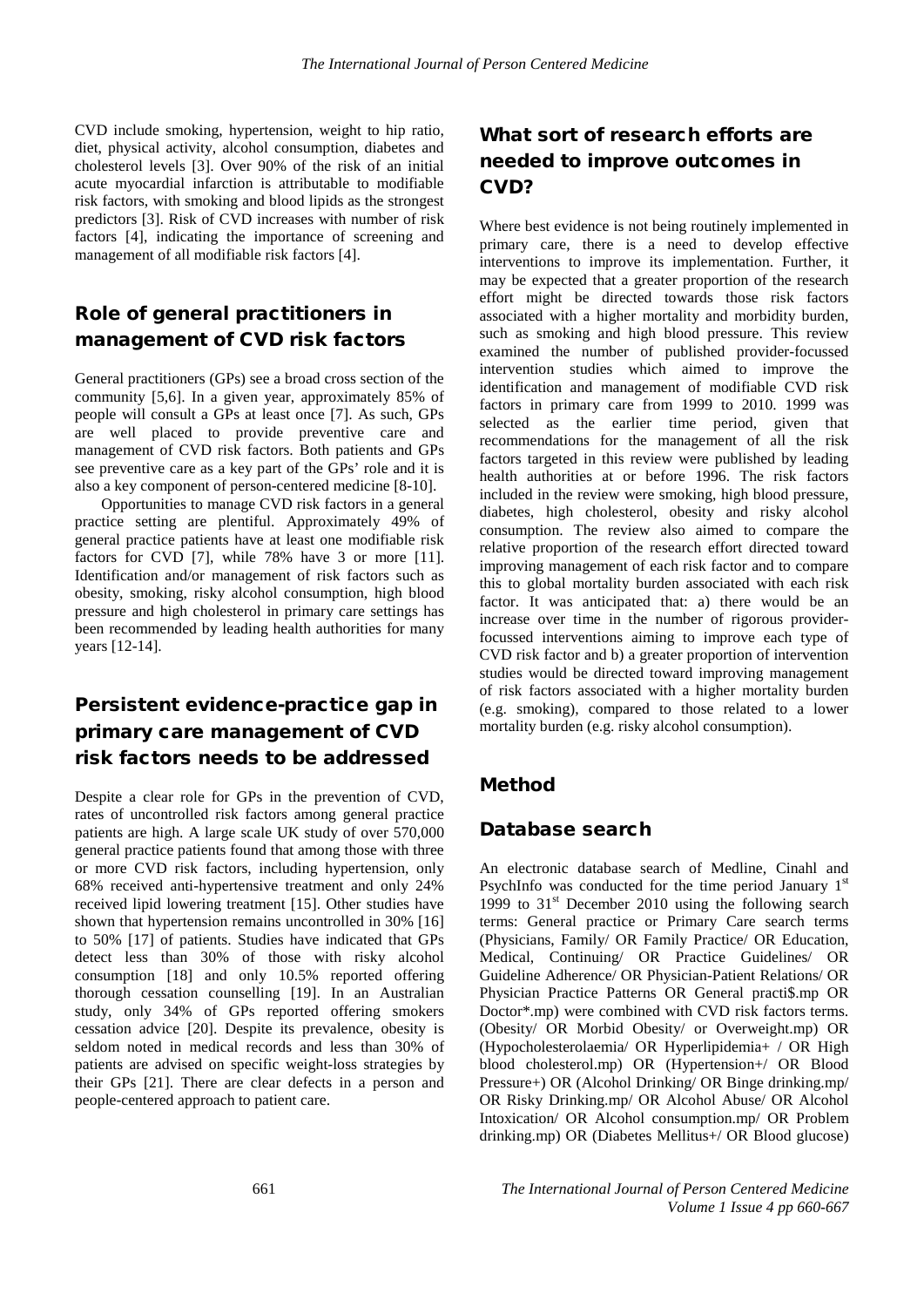CVD include smoking, hypertension, weight to hip ratio, diet, physical activity, alcohol consumption, diabetes and cholesterol levels [3]. Over 90% of the risk of an initial acute myocardial infarction is attributable to modifiable risk factors, with smoking and blood lipids as the strongest predictors [3]. Risk of CVD increases with number of risk factors [4], indicating the importance of screening and management of all modifiable risk factors [4].

## Role of general practitioners in management of CVD risk factors

General practitioners (GPs) see a broad cross section of the community [5,6]. In a given year, approximately 85% of people will consult a GPs at least once [7]. As such, GPs are well placed to provide preventive care and management of CVD risk factors. Both patients and GPs see preventive care as a key part of the GPs' role and it is also a key component of person-centered medicine [8-10].

Opportunities to manage CVD risk factors in a general practice setting are plentiful. Approximately 49% of general practice patients have at least one modifiable risk factors for CVD [7], while 78% have 3 or more [11]. Identification and/or management of risk factors such as obesity, smoking, risky alcohol consumption, high blood pressure and high cholesterol in primary care settings has been recommended by leading health authorities for many years [12-14].

## Persistent evidence-practice gap in primary care management of CVD risk factors needs to be addressed

Despite a clear role for GPs in the prevention of CVD, rates of uncontrolled risk factors among general practice patients are high. A large scale UK study of over 570,000 general practice patients found that among those with three or more CVD risk factors, including hypertension, only 68% received anti-hypertensive treatment and only 24% received lipid lowering treatment [15]. Other studies have shown that hypertension remains uncontrolled in 30% [16] to 50% [17] of patients. Studies have indicated that GPs detect less than 30% of those with risky alcohol consumption [18] and only 10.5% reported offering thorough cessation counselling [19]. In an Australian study, only 34% of GPs reported offering smokers cessation advice [20]. Despite its prevalence, obesity is seldom noted in medical records and less than 30% of patients are advised on specific weight-loss strategies by their GPs [21]. There are clear defects in a person and people-centered approach to patient care.

## What sort of research efforts are needed to improve outcomes in CVD?

Where best evidence is not being routinely implemented in primary care, there is a need to develop effective interventions to improve its implementation. Further, it may be expected that a greater proportion of the research effort might be directed towards those risk factors associated with a higher mortality and morbidity burden, such as smoking and high blood pressure. This review examined the number of published provider-focussed intervention studies which aimed to improve the identification and management of modifiable CVD risk factors in primary care from 1999 to 2010. 1999 was selected as the earlier time period, given that recommendations for the management of all the risk factors targeted in this review were published by leading health authorities at or before 1996. The risk factors included in the review were smoking, high blood pressure, diabetes, high cholesterol, obesity and risky alcohol consumption. The review also aimed to compare the relative proportion of the research effort directed toward improving management of each risk factor and to compare this to global mortality burden associated with each risk factor. It was anticipated that: a) there would be an increase over time in the number of rigorous provider-focussed interventions aiming to improve each type of CVD risk factor and b) a greater proportion of intervention studies would be directed toward improving management of risk factors associated with a higher mortality burden (e.g. smoking), compared to those related to a lower mortality burden (e.g. risky alcohol consumption).

## Method

### Database search

An electronic database search of Medline, Cinahl and PsychInfo was conducted for the time period January 1[st] 1999 to 31[st] December 2010 using the following search terms: General practice or Primary Care search terms (Physicians, Family/ OR Family Practice/ OR Education, Medical, Continuing/ OR Practice Guidelines/ OR Guideline Adherence/ OR Physician-Patient Relations/ OR Physician Practice Patterns OR General practi$.mp OR Doctor*.mp) were combined with CVD risk factors terms. (Obesity/ OR Morbid Obesity/ or Overweight.mp) OR (Hypocholesterolaemia/ OR Hyperlipidemia+ / OR High blood cholesterol.mp) OR (Hypertension+/ OR Blood Pressure+) OR (Alcohol Drinking/ OR Binge drinking.mp/ OR Risky Drinking.mp/ OR Alcohol Abuse/ OR Alcohol Intoxication/ OR Alcohol consumption.mp/ OR Problem drinking.mp) OR (Diabetes Mellitus+/ OR Blood glucose)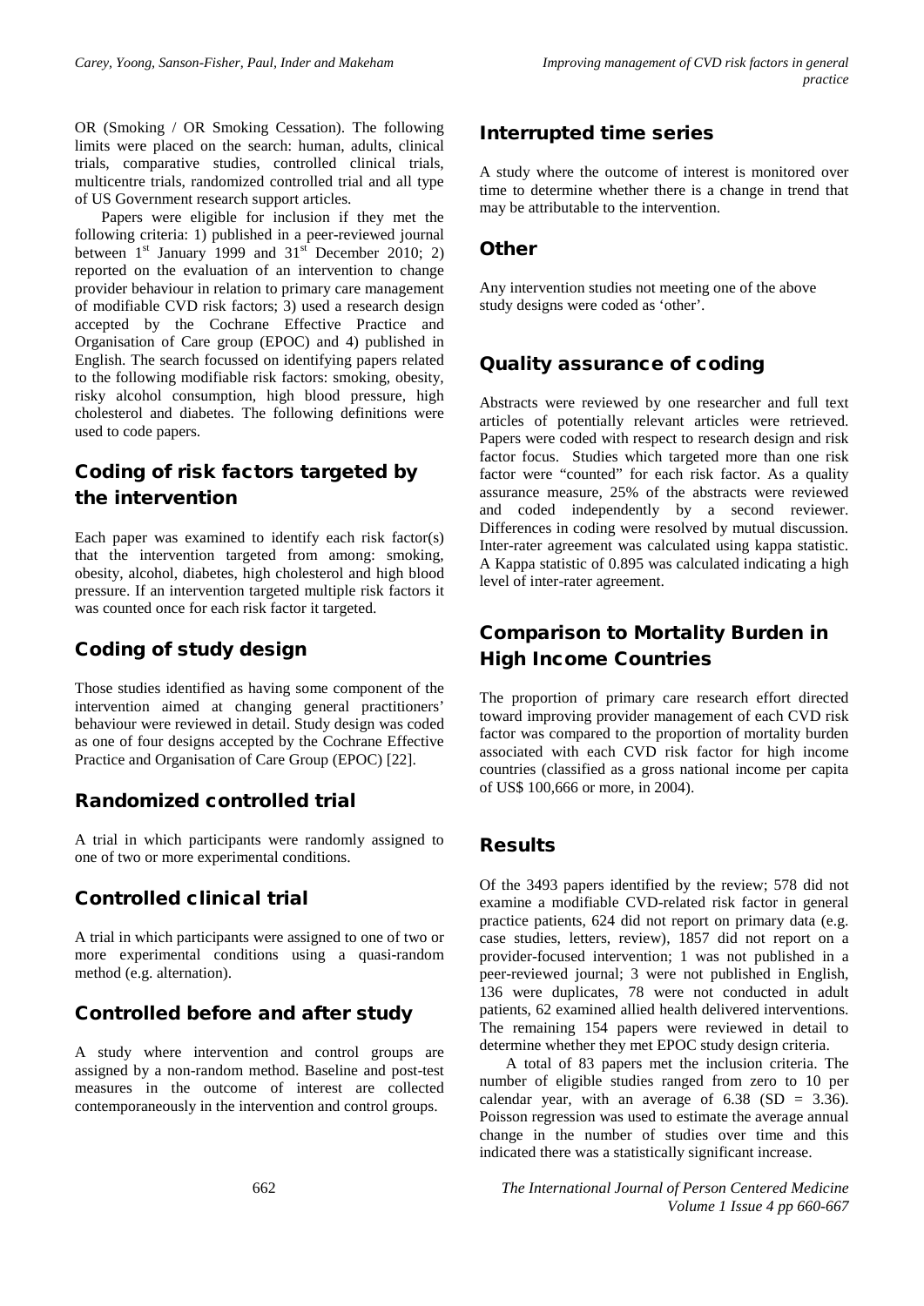OR (Smoking / OR Smoking Cessation). The following limits were placed on the search: human, adults, clinical trials, comparative studies, controlled clinical trials, multicentre trials, randomized controlled trial and all type of US Government research support articles.

Papers were eligible for inclusion if they met the following criteria: 1) published in a peer-reviewed journal between 1st January 1999 and 31st December 2010; 2) reported on the evaluation of an intervention to change provider behaviour in relation to primary care management of modifiable CVD risk factors; 3) used a research design accepted by the Cochrane Effective Practice and Organisation of Care group (EPOC) and 4) published in English. The search focussed on identifying papers related to the following modifiable risk factors: smoking, obesity, risky alcohol consumption, high blood pressure, high cholesterol and diabetes. The following definitions were used to code papers.

## Coding of risk factors targeted by the intervention

Each paper was examined to identify each risk factor(s) that the intervention targeted from among: smoking, obesity, alcohol, diabetes, high cholesterol and high blood pressure. If an intervention targeted multiple risk factors it was counted once for each risk factor it targeted.

## Coding of study design

Those studies identified as having some component of the intervention aimed at changing general practitioners' behaviour were reviewed in detail. Study design was coded as one of four designs accepted by the Cochrane Effective Practice and Organisation of Care Group (EPOC) [22].

## Randomized controlled trial

A trial in which participants were randomly assigned to one of two or more experimental conditions.

## Controlled clinical trial

A trial in which participants were assigned to one of two or more experimental conditions using a quasi-random method (e.g. alternation).

## Controlled before and after study

A study where intervention and control groups are assigned by a non-random method. Baseline and post-test measures in the outcome of interest are collected contemporaneously in the intervention and control groups.

## Interrupted time series

A study where the outcome of interest is monitored over time to determine whether there is a change in trend that may be attributable to the intervention.

## Other

Any intervention studies not meeting one of the above study designs were coded as 'other'.

## Quality assurance of coding

Abstracts were reviewed by one researcher and full text articles of potentially relevant articles were retrieved. Papers were coded with respect to research design and risk factor focus. Studies which targeted more than one risk factor were "counted" for each risk factor. As a quality assurance measure, 25% of the abstracts were reviewed and coded independently by a second reviewer. Differences in coding were resolved by mutual discussion. Inter-rater agreement was calculated using kappa statistic. A Kappa statistic of 0.895 was calculated indicating a high level of inter-rater agreement.

## Comparison to Mortality Burden in High Income Countries

The proportion of primary care research effort directed toward improving provider management of each CVD risk factor was compared to the proportion of mortality burden associated with each CVD risk factor for high income countries (classified as a gross national income per capita of US$ 100,666 or more, in 2004).

## Results

Of the 3493 papers identified by the review; 578 did not examine a modifiable CVD-related risk factor in general practice patients, 624 did not report on primary data (e.g. case studies, letters, review), 1857 did not report on a provider-focused intervention; 1 was not published in a peer-reviewed journal; 3 were not published in English, 136 were duplicates, 78 were not conducted in adult patients, 62 examined allied health delivered interventions. The remaining 154 papers were reviewed in detail to determine whether they met EPOC study design criteria.

A total of 83 papers met the inclusion criteria. The number of eligible studies ranged from zero to 10 per calendar year, with an average of 6.38 (SD = 3.36). Poisson regression was used to estimate the average annual change in the number of studies over time and this indicated there was a statistically significant increase.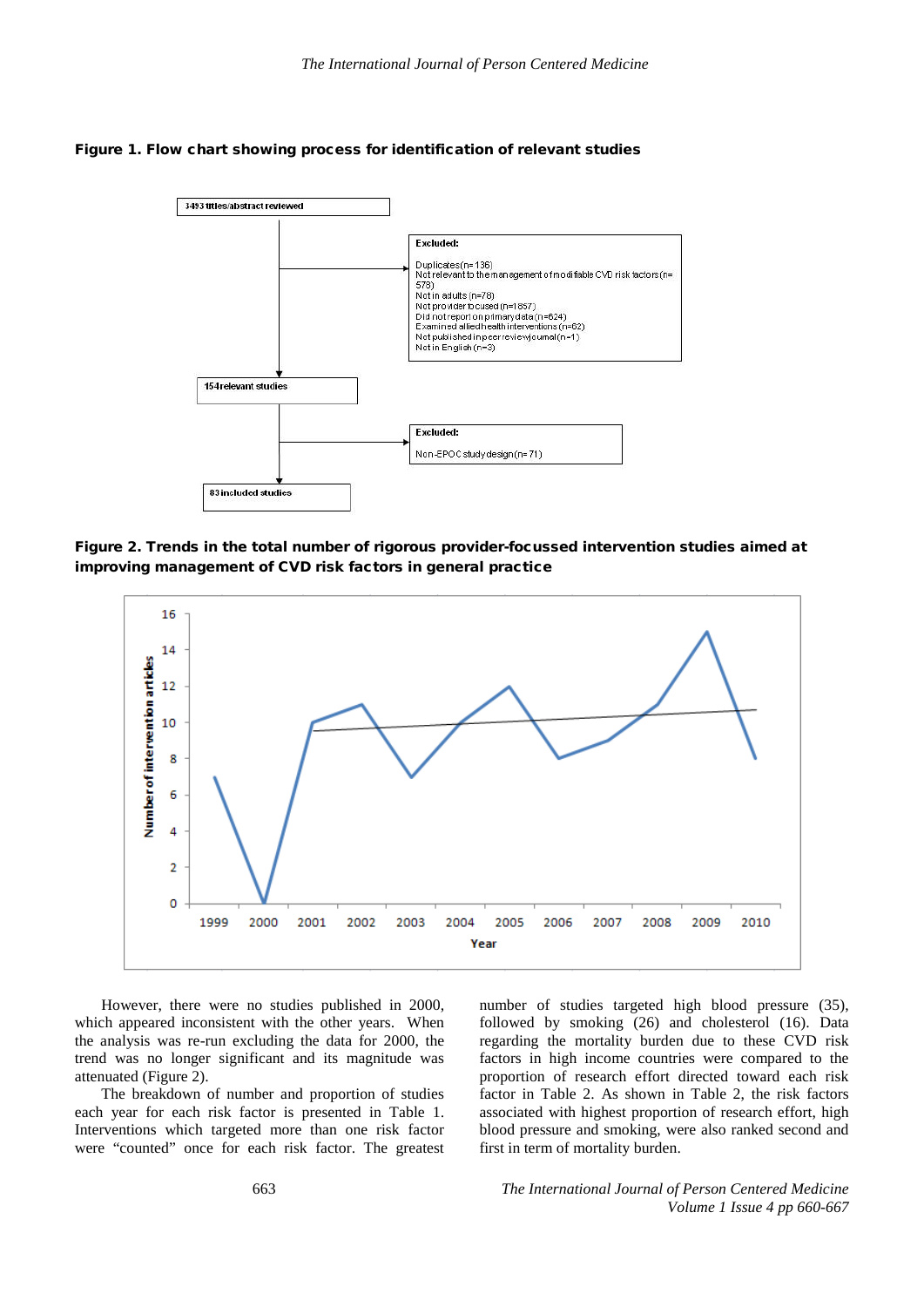**Figure 1. Flow chart showing process for identification of relevant studies**

3493 titles/abstract reviewed

Excluded:

Duplicates (n=136)
Not relevant to the management of modifiable CVD risk factors (n=578)
Not in adults (n=78)
Not provider focused (n=1857)
Did not report on primary data (n=624)
Examined allied health interventions (n=62)
Not published in peer review journal (n=1)
Not in English (n=3)

154 relevant studies

Excluded:

Non-EPOC study design (n=71)

83 included studies

**Figure 2. Trends in the total number of rigorous provider-focussed intervention studies aimed at improving management of CVD risk factors in general practice**

However, there were no studies published in 2000, which appeared inconsistent with the other years. When the analysis was re-run excluding the data for 2000, the trend was no longer significant and its magnitude was attenuated (Figure 2).

The breakdown of number and proportion of studies each year for each risk factor is presented in Table 1. Interventions which targeted more than one risk factor were "counted" once for each risk factor. The greatest number of studies targeted high blood pressure (35), followed by smoking (26) and cholesterol (16). Data regarding the mortality burden due to these CVD risk factors in high income countries were compared to the proportion of research effort directed toward each risk factor in Table 2. As shown in Table 2, the risk factors associated with highest proportion of research effort, high blood pressure and smoking, were also ranked second and first in term of mortality burden.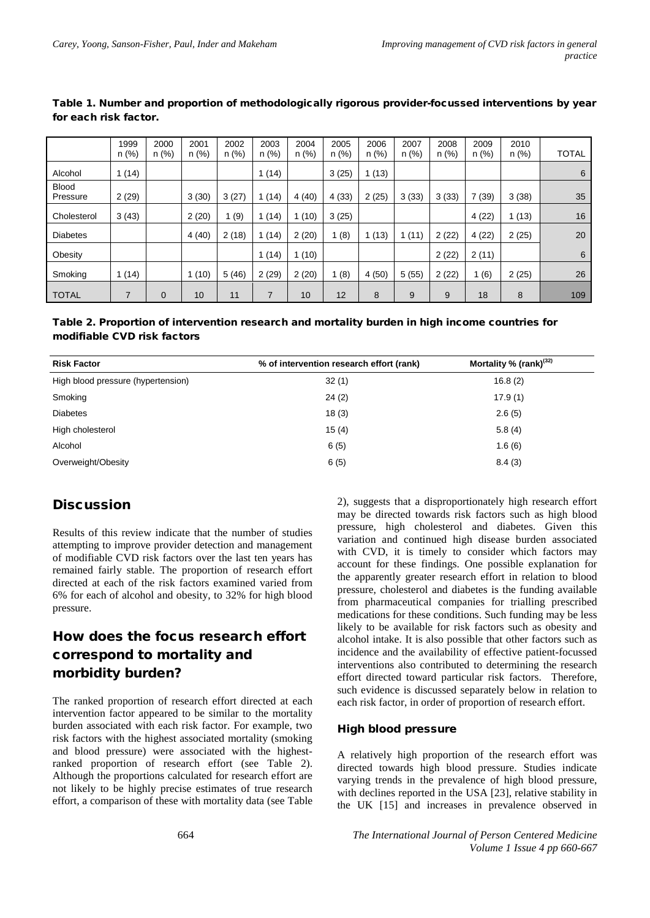**Table 1. Number and proportion of methodologically rigorous provider-focussed interventions by year for each risk factor.**

| | 1999 n (%) | 2000 n (%) | 2001 n (%) | 2002 n (%) | 2003 n (%) | 2004 n (%) | 2005 n (%) | 2006 n (%) | 2007 n (%) | 2008 n (%) | 2009 n (%) | 2010 n (%) | TOTAL |
|---|---|---|---|---|---|---|---|---|---|---|---|---|---|
| Alcohol | 1 (14) | | | | 1 (14) | | 3 (25) | 1 (13) | | | | | 6 |
| Blood Pressure | 2 (29) | | 3 (30) | 3 (27) | 1 (14) | 4 (40) | 4 (33) | 2 (25) | 3 (33) | 3 (33) | 7 (39) | 3 (38) | 35 |
| Cholesterol | 3 (43) | | 2 (20) | 1 (9) | 1 (14) | 1 (10) | 3 (25) | | | | 4 (22) | 1 (13) | 16 |
| Diabetes | | | 4 (40) | 2 (18) | 1 (14) | 2 (20) | 1 (8) | 1 (13) | 1 (11) | 2 (22) | 4 (22) | 2 (25) | 20 |
| Obesity | | | | | 1 (14) | 1 (10) | | | | 2 (22) | 2 (11) | | 6 |
| Smoking | 1 (14) | | 1 (10) | 5 (46) | 2 (29) | 2 (20) | 1 (8) | 4 (50) | 5 (55) | 2 (22) | 1 (6) | 2 (25) | 26 |
| TOTAL | 7 | 0 | 10 | 11 | 7 | 10 | 12 | 8 | 9 | 9 | 18 | 8 | 109 |

**Table 2. Proportion of intervention research and mortality burden in high income countries for modifiable CVD risk factors**

| Risk Factor | % of intervention research effort (rank) | Mortality % (rank)[32] |
|---|---|---|
| High blood pressure (hypertension) | 32 (1) | 16.8 (2) |
| Smoking | 24 (2) | 17.9 (1) |
| Diabetes | 18 (3) | 2.6 (5) |
| High cholesterol | 15 (4) | 5.8 (4) |
| Alcohol | 6 (5) | 1.6 (6) |
| Overweight/Obesity | 6 (5) | 8.4 (3) |

## Discussion

Results of this review indicate that the number of studies attempting to improve provider detection and management of modifiable CVD risk factors over the last ten years has remained fairly stable. The proportion of research effort directed at each of the risk factors examined varied from 6% for each of alcohol and obesity, to 32% for high blood pressure.

## How does the focus research effort correspond to mortality and morbidity burden?

The ranked proportion of research effort directed at each intervention factor appeared to be similar to the mortality burden associated with each risk factor. For example, two risk factors with the highest associated mortality (smoking and blood pressure) were associated with the highest-ranked proportion of research effort (see Table 2). Although the proportions calculated for research effort are not likely to be highly precise estimates of true research effort, a comparison of these with mortality data (see Table 2), suggests that a disproportionately high research effort may be directed towards risk factors such as high blood pressure, high cholesterol and diabetes. Given this variation and continued high disease burden associated with CVD, it is timely to consider which factors may account for these findings. One possible explanation for the apparently greater research effort in relation to blood pressure, cholesterol and diabetes is the funding available from pharmaceutical companies for trialling prescribed medications for these conditions. Such funding may be less likely to be available for risk factors such as obesity and alcohol intake. It is also possible that other factors such as incidence and the availability of effective patient-focussed interventions also contributed to determining the research effort directed toward particular risk factors. Therefore, such evidence is discussed separately below in relation to each risk factor, in order of proportion of research effort.

### High blood pressure

A relatively high proportion of the research effort was directed towards high blood pressure. Studies indicate varying trends in the prevalence of high blood pressure, with declines reported in the USA [23], relative stability in the UK [15] and increases in prevalence observed in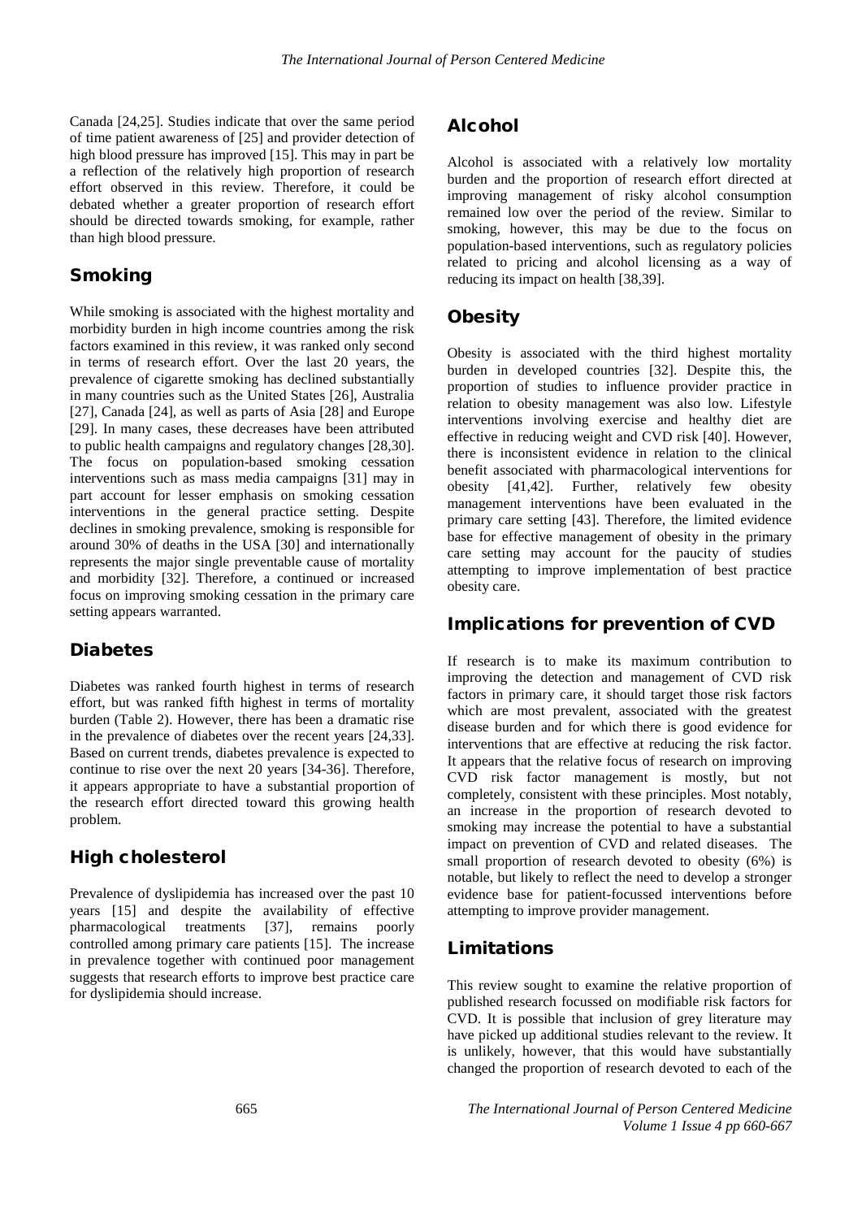Canada [24,25]. Studies indicate that over the same period of time patient awareness of [25] and provider detection of high blood pressure has improved [15]. This may in part be a reflection of the relatively high proportion of research effort observed in this review. Therefore, it could be debated whether a greater proportion of research effort should be directed towards smoking, for example, rather than high blood pressure.

## Smoking

While smoking is associated with the highest mortality and morbidity burden in high income countries among the risk factors examined in this review, it was ranked only second in terms of research effort. Over the last 20 years, the prevalence of cigarette smoking has declined substantially in many countries such as the United States [26], Australia [27], Canada [24], as well as parts of Asia [28] and Europe [29]. In many cases, these decreases have been attributed to public health campaigns and regulatory changes [28,30]. The focus on population-based smoking cessation interventions such as mass media campaigns [31] may in part account for lesser emphasis on smoking cessation interventions in the general practice setting. Despite declines in smoking prevalence, smoking is responsible for around 30% of deaths in the USA [30] and internationally represents the major single preventable cause of mortality and morbidity [32]. Therefore, a continued or increased focus on improving smoking cessation in the primary care setting appears warranted.

## Diabetes

Diabetes was ranked fourth highest in terms of research effort, but was ranked fifth highest in terms of mortality burden (Table 2). However, there has been a dramatic rise in the prevalence of diabetes over the recent years [24,33]. Based on current trends, diabetes prevalence is expected to continue to rise over the next 20 years [34-36]. Therefore, it appears appropriate to have a substantial proportion of the research effort directed toward this growing health problem.

## High cholesterol

Prevalence of dyslipidemia has increased over the past 10 years [15] and despite the availability of effective pharmacological treatments [37], remains poorly controlled among primary care patients [15]. The increase in prevalence together with continued poor management suggests that research efforts to improve best practice care for dyslipidemia should increase.

## Alcohol

Alcohol is associated with a relatively low mortality burden and the proportion of research effort directed at improving management of risky alcohol consumption remained low over the period of the review. Similar to smoking, however, this may be due to the focus on population-based interventions, such as regulatory policies related to pricing and alcohol licensing as a way of reducing its impact on health [38,39].

## Obesity

Obesity is associated with the third highest mortality burden in developed countries [32]. Despite this, the proportion of studies to influence provider practice in relation to obesity management was also low. Lifestyle interventions involving exercise and healthy diet are effective in reducing weight and CVD risk [40]. However, there is inconsistent evidence in relation to the clinical benefit associated with pharmacological interventions for obesity [41,42]. Further, relatively few obesity management interventions have been evaluated in the primary care setting [43]. Therefore, the limited evidence base for effective management of obesity in the primary care setting may account for the paucity of studies attempting to improve implementation of best practice obesity care.

## Implications for prevention of CVD

If research is to make its maximum contribution to improving the detection and management of CVD risk factors in primary care, it should target those risk factors which are most prevalent, associated with the greatest disease burden and for which there is good evidence for interventions that are effective at reducing the risk factor. It appears that the relative focus of research on improving CVD risk factor management is mostly, but not completely, consistent with these principles. Most notably, an increase in the proportion of research devoted to smoking may increase the potential to have a substantial impact on prevention of CVD and related diseases. The small proportion of research devoted to obesity (6%) is notable, but likely to reflect the need to develop a stronger evidence base for patient-focussed interventions before attempting to improve provider management.

## Limitations

This review sought to examine the relative proportion of published research focussed on modifiable risk factors for CVD. It is possible that inclusion of grey literature may have picked up additional studies relevant to the review. It is unlikely, however, that this would have substantially changed the proportion of research devoted to each of the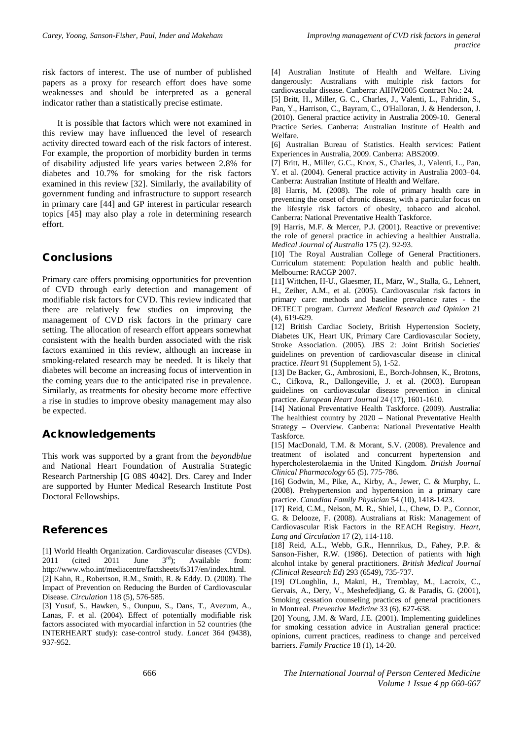risk factors of interest. The use of number of published papers as a proxy for research effort does have some weaknesses and should be interpreted as a general indicator rather than a statistically precise estimate.

It is possible that factors which were not examined in this review may have influenced the level of research activity directed toward each of the risk factors of interest. For example, the proportion of morbidity burden in terms of disability adjusted life years varies between 2.8% for diabetes and 10.7% for smoking for the risk factors examined in this review [32]. Similarly, the availability of government funding and infrastructure to support research in primary care [44] and GP interest in particular research topics [45] may also play a role in determining research effort.

## Conclusions

Primary care offers promising opportunities for prevention of CVD through early detection and management of modifiable risk factors for CVD. This review indicated that there are relatively few studies on improving the management of CVD risk factors in the primary care setting. The allocation of research effort appears somewhat consistent with the health burden associated with the risk factors examined in this review, although an increase in smoking-related research may be needed. It is likely that diabetes will become an increasing focus of intervention in the coming years due to the anticipated rise in prevalence. Similarly, as treatments for obesity become more effective a rise in studies to improve obesity management may also be expected.

## Acknowledgements

This work was supported by a grant from the *beyondblue* and National Heart Foundation of Australia Strategic Research Partnership [G 08S 4042]. Drs. Carey and Inder are supported by Hunter Medical Research Institute Post Doctoral Fellowships.

## References

[1] World Health Organization. Cardiovascular diseases (CVDs). 2011 (cited 2011 June 3rd); Available from: http://www.who.int/mediacentre/factsheets/fs317/en/index.html.

[2] Kahn, R., Robertson, R.M., Smith, R. & Eddy. D. (2008). The Impact of Prevention on Reducing the Burden of Cardiovascular Disease. *Circulation* 118 (5), 576-585.

[3] Yusuf, S., Hawken, S., Ounpuu, S., Dans, T., Avezum, A., Lanas, F. et al. (2004). Effect of potentially modifiable risk factors associated with myocardial infarction in 52 countries (the INTERHEART study): case-control study. *Lancet* 364 (9438), 937-952.

[4] Australian Institute of Health and Welfare. Living dangerously: Australians with multiple risk factors for cardiovascular disease. Canberra: AIHW2005 Contract No.: 24.

[5] Britt, H., Miller, G. C., Charles, J., Valenti, L., Fahridin, S., Pan, Y., Harrison, C., Bayram, C., O'Halloran, J. & Henderson, J. (2010). General practice activity in Australia 2009-10. General Practice Series. Canberra: Australian Institute of Health and Welfare.

[6] Australian Bureau of Statistics. Health services: Patient Experiences in Australia, 2009. Canberra: ABS2009.

[7] Britt, H., Miller, G.C., Knox, S., Charles, J., Valenti, L., Pan, Y. et al. (2004). General practice activity in Australia 2003–04. Canberra: Australian Institute of Health and Welfare.

[8] Harris, M. (2008). The role of primary health care in preventing the onset of chronic disease, with a particular focus on the lifestyle risk factors of obesity, tobacco and alcohol. Canberra: National Preventative Health Taskforce.

[9] Harris, M.F. & Mercer, P.J. (2001). Reactive or preventive: the role of general practice in achieving a healthier Australia. *Medical Journal of Australia* 175 (2). 92-93.

[10] The Royal Australian College of General Practitioners. Curriculum statement: Population health and public health. Melbourne: RACGP 2007.

[11] Wittchen, H-U., Glaesmer, H., März, W., Stalla, G., Lehnert, H., Zeiher, A.M., et al. (2005). Cardiovascular risk factors in primary care: methods and baseline prevalence rates - the DETECT program. *Current Medical Research and Opinion* 21 (4), 619-629.

[12] British Cardiac Society, British Hypertension Society, Diabetes UK, Heart UK, Primary Care Cardiovascular Society, Stroke Association. (2005). JBS 2: Joint British Societies' guidelines on prevention of cardiovascular disease in clinical practice. *Heart* 91 (Supplement 5), 1-52.

[13] De Backer, G., Ambrosioni, E., Borch-Johnsen, K., Brotons, C., Cifkova, R., Dallongeville, J. et al. (2003). European guidelines on cardiovascular disease prevention in clinical practice. *European Heart Journal* 24 (17), 1601-1610.

[14] National Preventative Health Taskforce. (2009). Australia: The healthiest country by 2020 – National Preventative Health Strategy – Overview. Canberra: National Preventative Health Taskforce.

[15] MacDonald, T.M. & Morant, S.V. (2008). Prevalence and treatment of isolated and concurrent hypertension and hypercholesterolaemia in the United Kingdom. *British Journal Clinical Pharmacology* 65 (5). 775-786.

[16] Godwin, M., Pike, A., Kirby, A., Jewer, C. & Murphy, L. (2008). Prehypertension and hypertension in a primary care practice. *Canadian Family Physician* 54 (10), 1418-1423.

[17] Reid, C.M., Nelson, M. R., Shiel, L., Chew, D. P., Connor, G. & Delooze, F. (2008). Australians at Risk: Management of Cardiovascular Risk Factors in the REACH Registry. *Heart, Lung and Circulation* 17 (2), 114-118.

[18] Reid, A.L., Webb, G.R., Hennrikus, D., Fahey, P.P. & Sanson-Fisher, R.W. (1986). Detection of patients with high alcohol intake by general practitioners. *British Medical Journal (Clinical Research Ed)* 293 (6549), 735-737.

[19] O'Loughlin, J., Makni, H., Tremblay, M., Lacroix, C., Gervais, A., Dery, V., Meshefedjiang, G. & Paradis, G. (2001), Smoking cessation counseling practices of general practitioners in Montreal. *Preventive Medicine* 33 (6), 627-638.

[20] Young, J.M. & Ward, J.E. (2001). Implementing guidelines for smoking cessation advice in Australian general practice: opinions, current practices, readiness to change and perceived barriers. *Family Practice* 18 (1), 14-20.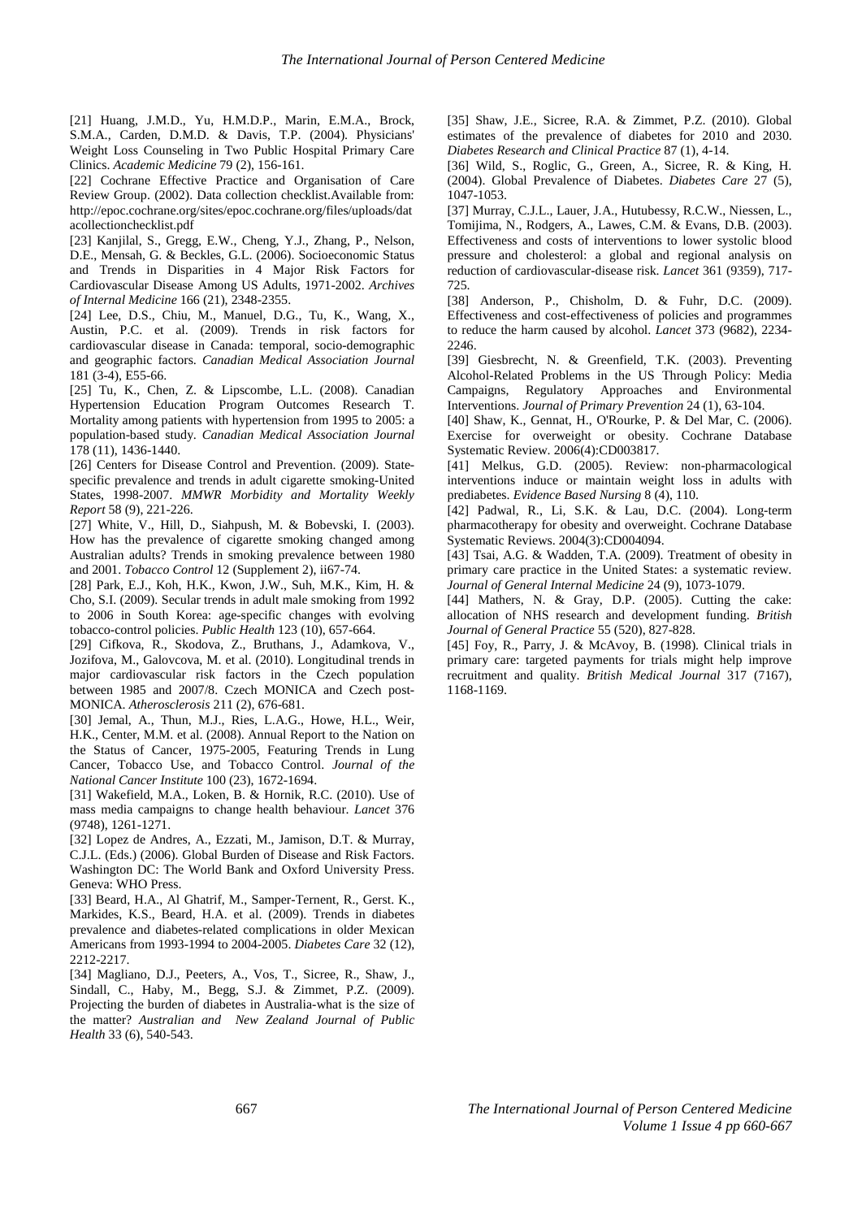[21] Huang, J.M.D., Yu, H.M.D.P., Marin, E.M.A., Brock, S.M.A., Carden, D.M.D. & Davis, T.P. (2004). Physicians' Weight Loss Counseling in Two Public Hospital Primary Care Clinics. *Academic Medicine* 79 (2), 156-161.

[22] Cochrane Effective Practice and Organisation of Care Review Group. (2002). Data collection checklist.Available from: http://epoc.cochrane.org/sites/epoc.cochrane.org/files/uploads/datacollectionchecklist.pdf

[23] Kanjilal, S., Gregg, E.W., Cheng, Y.J., Zhang, P., Nelson, D.E., Mensah, G. & Beckles, G.L. (2006). Socioeconomic Status and Trends in Disparities in 4 Major Risk Factors for Cardiovascular Disease Among US Adults, 1971-2002. *Archives of Internal Medicine* 166 (21), 2348-2355.

[24] Lee, D.S., Chiu, M., Manuel, D.G., Tu, K., Wang, X., Austin, P.C. et al. (2009). Trends in risk factors for cardiovascular disease in Canada: temporal, socio-demographic and geographic factors. *Canadian Medical Association Journal* 181 (3-4), E55-66.

[25] Tu, K., Chen, Z. & Lipscombe, L.L. (2008). Canadian Hypertension Education Program Outcomes Research T. Mortality among patients with hypertension from 1995 to 2005: a population-based study. *Canadian Medical Association Journal* 178 (11), 1436-1440.

[26] Centers for Disease Control and Prevention. (2009). State-specific prevalence and trends in adult cigarette smoking-United States, 1998-2007. *MMWR Morbidity and Mortality Weekly Report* 58 (9), 221-226.

[27] White, V., Hill, D., Siahpush, M. & Bobevski, I. (2003). How has the prevalence of cigarette smoking changed among Australian adults? Trends in smoking prevalence between 1980 and 2001. *Tobacco Control* 12 (Supplement 2), ii67-74.

[28] Park, E.J., Koh, H.K., Kwon, J.W., Suh, M.K., Kim, H. & Cho, S.I. (2009). Secular trends in adult male smoking from 1992 to 2006 in South Korea: age-specific changes with evolving tobacco-control policies. *Public Health* 123 (10), 657-664.

[29] Cifkova, R., Skodova, Z., Bruthans, J., Adamkova, V., Jozifova, M., Galovcova, M. et al. (2010). Longitudinal trends in major cardiovascular risk factors in the Czech population between 1985 and 2007/8. Czech MONICA and Czech post-MONICA. *Atherosclerosis* 211 (2), 676-681.

[30] Jemal, A., Thun, M.J., Ries, L.A.G., Howe, H.L., Weir, H.K., Center, M.M. et al. (2008). Annual Report to the Nation on the Status of Cancer, 1975-2005, Featuring Trends in Lung Cancer, Tobacco Use, and Tobacco Control. *Journal of the National Cancer Institute* 100 (23), 1672-1694.

[31] Wakefield, M.A., Loken, B. & Hornik, R.C. (2010). Use of mass media campaigns to change health behaviour. *Lancet* 376 (9748), 1261-1271.

[32] Lopez de Andres, A., Ezzati, M., Jamison, D.T. & Murray, C.J.L. (Eds.) (2006). Global Burden of Disease and Risk Factors. Washington DC: The World Bank and Oxford University Press. Geneva: WHO Press.

[33] Beard, H.A., Al Ghatrif, M., Samper-Ternent, R., Gerst. K., Markides, K.S., Beard, H.A. et al. (2009). Trends in diabetes prevalence and diabetes-related complications in older Mexican Americans from 1993-1994 to 2004-2005. *Diabetes Care* 32 (12), 2212-2217.

[34] Magliano, D.J., Peeters, A., Vos, T., Sicree, R., Shaw, J., Sindall, C., Haby, M., Begg, S.J. & Zimmet, P.Z. (2009). Projecting the burden of diabetes in Australia-what is the size of the matter? *Australian and New Zealand Journal of Public Health* 33 (6), 540-543.

[35] Shaw, J.E., Sicree, R.A. & Zimmet, P.Z. (2010). Global estimates of the prevalence of diabetes for 2010 and 2030. *Diabetes Research and Clinical Practice* 87 (1), 4-14.

[36] Wild, S., Roglic, G., Green, A., Sicree, R. & King, H. (2004). Global Prevalence of Diabetes. *Diabetes Care* 27 (5), 1047-1053.

[37] Murray, C.J.L., Lauer, J.A., Hutubessy, R.C.W., Niessen, L., Tomijima, N., Rodgers, A., Lawes, C.M. & Evans, D.B. (2003). Effectiveness and costs of interventions to lower systolic blood pressure and cholesterol: a global and regional analysis on reduction of cardiovascular-disease risk. *Lancet* 361 (9359), 717-725.

[38] Anderson, P., Chisholm, D. & Fuhr, D.C. (2009). Effectiveness and cost-effectiveness of policies and programmes to reduce the harm caused by alcohol. *Lancet* 373 (9682), 2234-2246.

[39] Giesbrecht, N. & Greenfield, T.K. (2003). Preventing Alcohol-Related Problems in the US Through Policy: Media Campaigns, Regulatory Approaches and Environmental Interventions. *Journal of Primary Prevention* 24 (1), 63-104.

[40] Shaw, K., Gennat, H., O'Rourke, P. & Del Mar, C. (2006). Exercise for overweight or obesity. Cochrane Database Systematic Review. 2006(4):CD003817.

[41] Melkus, G.D. (2005). Review: non-pharmacological interventions induce or maintain weight loss in adults with prediabetes. *Evidence Based Nursing* 8 (4), 110.

[42] Padwal, R., Li, S.K. & Lau, D.C. (2004). Long-term pharmacotherapy for obesity and overweight. Cochrane Database Systematic Reviews. 2004(3):CD004094.

[43] Tsai, A.G. & Wadden, T.A. (2009). Treatment of obesity in primary care practice in the United States: a systematic review. *Journal of General Internal Medicine* 24 (9), 1073-1079.

[44] Mathers, N. & Gray, D.P. (2005). Cutting the cake: allocation of NHS research and development funding. *British Journal of General Practice* 55 (520), 827-828.

[45] Foy, R., Parry, J. & McAvoy, B. (1998). Clinical trials in primary care: targeted payments for trials might help improve recruitment and quality. *British Medical Journal* 317 (7167), 1168-1169.